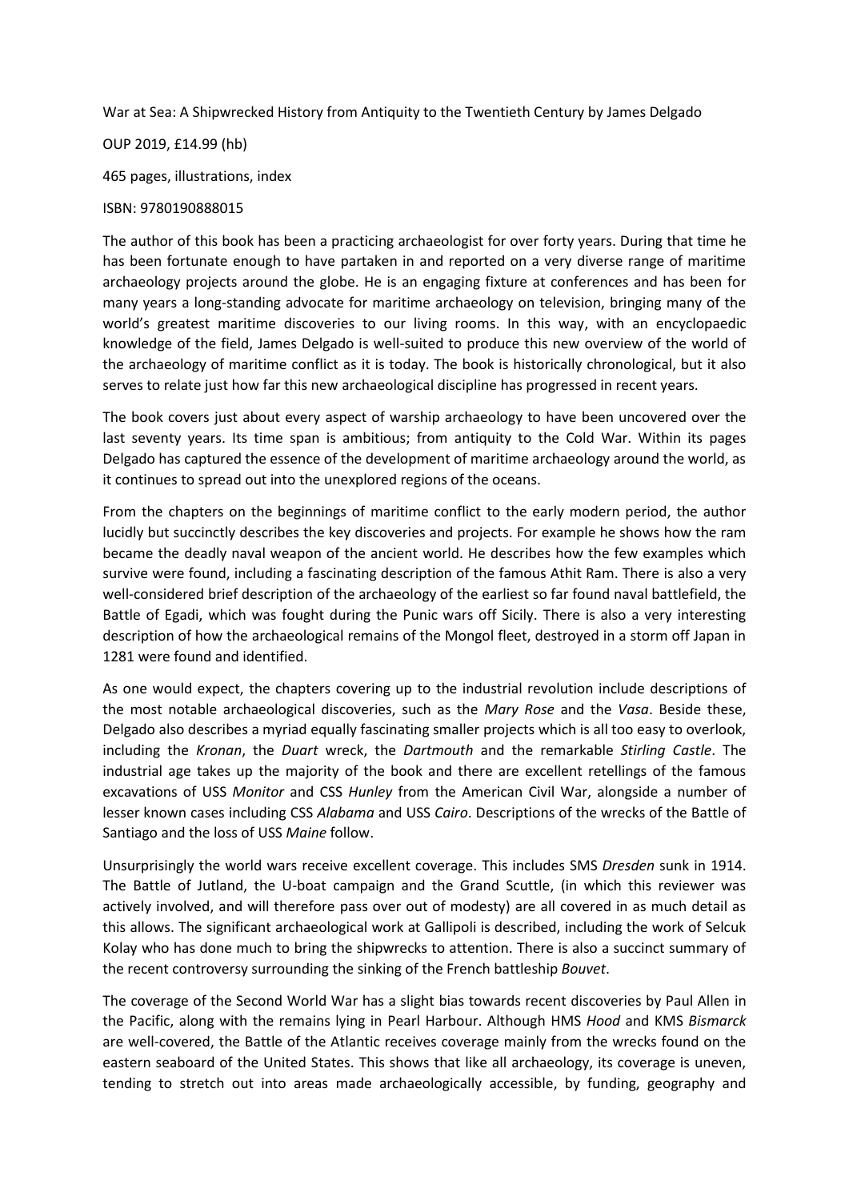War at Sea: A Shipwrecked History from Antiquity to the Twentieth Century by James Delgado

OUP 2019, £14.99 (hb)

465 pages, illustrations, index

ISBN: 9780190888015

The author of this book has been a practicing archaeologist for over forty years. During that time he has been fortunate enough to have partaken in and reported on a very diverse range of maritime archaeology projects around the globe. He is an engaging fixture at conferences and has been for many years a long-standing advocate for maritime archaeology on television, bringing many of the world's greatest maritime discoveries to our living rooms. In this way, with an encyclopaedic knowledge of the field, James Delgado is well-suited to produce this new overview of the world of the archaeology of maritime conflict as it is today. The book is historically chronological, but it also serves to relate just how far this new archaeological discipline has progressed in recent years.

The book covers just about every aspect of warship archaeology to have been uncovered over the last seventy years. Its time span is ambitious; from antiquity to the Cold War. Within its pages Delgado has captured the essence of the development of maritime archaeology around the world, as it continues to spread out into the unexplored regions of the oceans.

From the chapters on the beginnings of maritime conflict to the early modern period, the author lucidly but succinctly describes the key discoveries and projects. For example he shows how the ram became the deadly naval weapon of the ancient world. He describes how the few examples which survive were found, including a fascinating description of the famous Athit Ram. There is also a very well-considered brief description of the archaeology of the earliest so far found naval battlefield, the Battle of Egadi, which was fought during the Punic wars off Sicily. There is also a very interesting description of how the archaeological remains of the Mongol fleet, destroyed in a storm off Japan in 1281 were found and identified.

As one would expect, the chapters covering up to the industrial revolution include descriptions of the most notable archaeological discoveries, such as the *Mary Rose* and the *Vasa*. Beside these, Delgado also describes a myriad equally fascinating smaller projects which is all too easy to overlook, including the *Kronan*, the *Duart* wreck, the *Dartmouth* and the remarkable *Stirling Castle*. The industrial age takes up the majority of the book and there are excellent retellings of the famous excavations of USS *Monitor* and CSS *Hunley* from the American Civil War, alongside a number of lesser known cases including CSS *Alabama* and USS *Cairo*. Descriptions of the wrecks of the Battle of Santiago and the loss of USS *Maine* follow.

Unsurprisingly the world wars receive excellent coverage. This includes SMS *Dresden* sunk in 1914. The Battle of Jutland, the U-boat campaign and the Grand Scuttle, (in which this reviewer was actively involved, and will therefore pass over out of modesty) are all covered in as much detail as this allows. The significant archaeological work at Gallipoli is described, including the work of Selcuk Kolay who has done much to bring the shipwrecks to attention. There is also a succinct summary of the recent controversy surrounding the sinking of the French battleship *Bouvet*.

The coverage of the Second World War has a slight bias towards recent discoveries by Paul Allen in the Pacific, along with the remains lying in Pearl Harbour. Although HMS *Hood* and KMS *Bismarck* are well-covered, the Battle of the Atlantic receives coverage mainly from the wrecks found on the eastern seaboard of the United States. This shows that like all archaeology, its coverage is uneven, tending to stretch out into areas made archaeologically accessible, by funding, geography and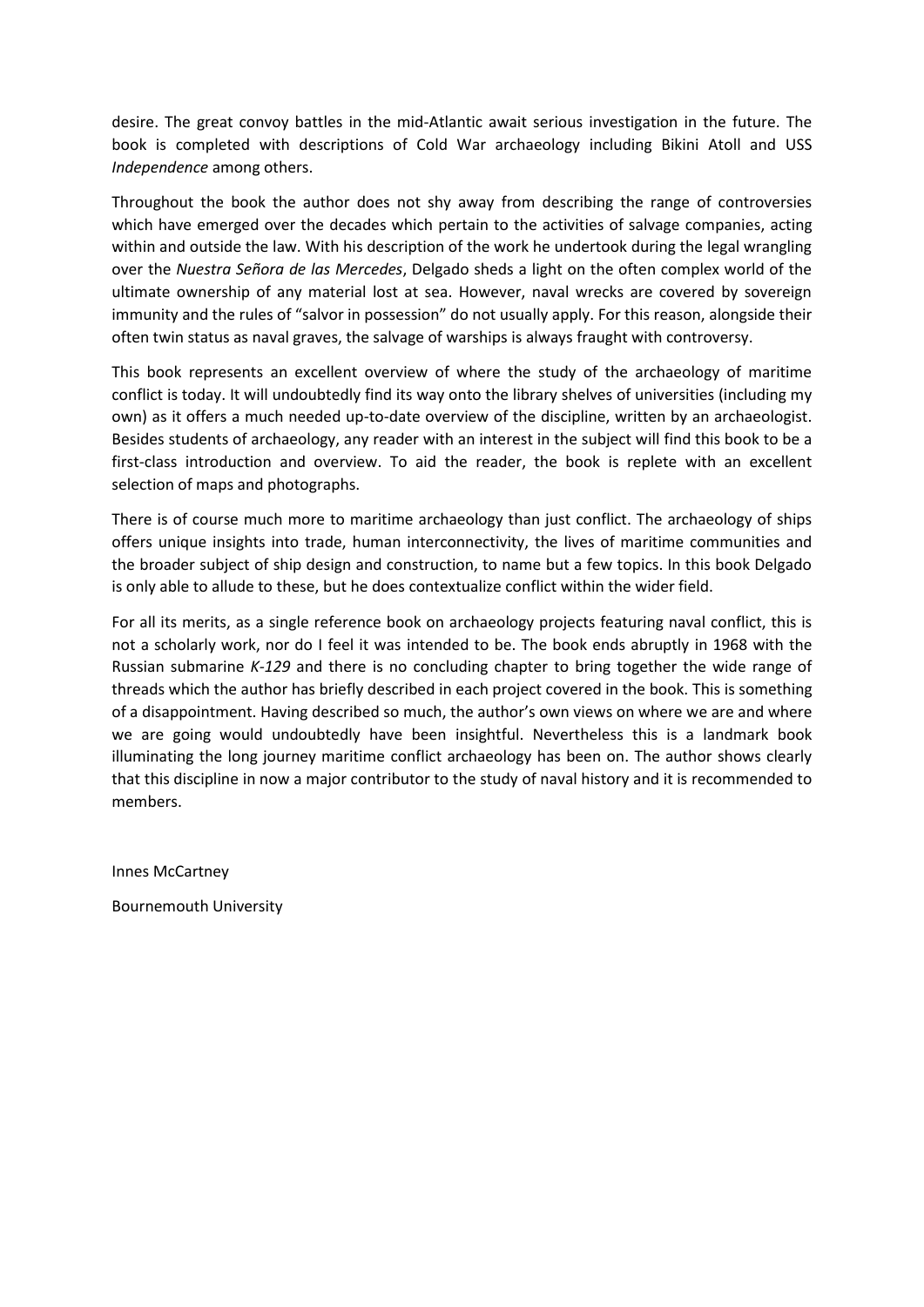desire. The great convoy battles in the mid-Atlantic await serious investigation in the future. The book is completed with descriptions of Cold War archaeology including Bikini Atoll and USS *Independence* among others.

Throughout the book the author does not shy away from describing the range of controversies which have emerged over the decades which pertain to the activities of salvage companies, acting within and outside the law. With his description of the work he undertook during the legal wrangling over the *Nuestra Señora de las Mercedes*, Delgado sheds a light on the often complex world of the ultimate ownership of any material lost at sea. However, naval wrecks are covered by sovereign immunity and the rules of "salvor in possession" do not usually apply. For this reason, alongside their often twin status as naval graves, the salvage of warships is always fraught with controversy.

This book represents an excellent overview of where the study of the archaeology of maritime conflict is today. It will undoubtedly find its way onto the library shelves of universities (including my own) as it offers a much needed up-to-date overview of the discipline, written by an archaeologist. Besides students of archaeology, any reader with an interest in the subject will find this book to be a first-class introduction and overview. To aid the reader, the book is replete with an excellent selection of maps and photographs.

There is of course much more to maritime archaeology than just conflict. The archaeology of ships offers unique insights into trade, human interconnectivity, the lives of maritime communities and the broader subject of ship design and construction, to name but a few topics. In this book Delgado is only able to allude to these, but he does contextualize conflict within the wider field.

For all its merits, as a single reference book on archaeology projects featuring naval conflict, this is not a scholarly work, nor do I feel it was intended to be. The book ends abruptly in 1968 with the Russian submarine *K-129* and there is no concluding chapter to bring together the wide range of threads which the author has briefly described in each project covered in the book. This is something of a disappointment. Having described so much, the author's own views on where we are and where we are going would undoubtedly have been insightful. Nevertheless this is a landmark book illuminating the long journey maritime conflict archaeology has been on. The author shows clearly that this discipline in now a major contributor to the study of naval history and it is recommended to members.

Innes McCartney

Bournemouth University